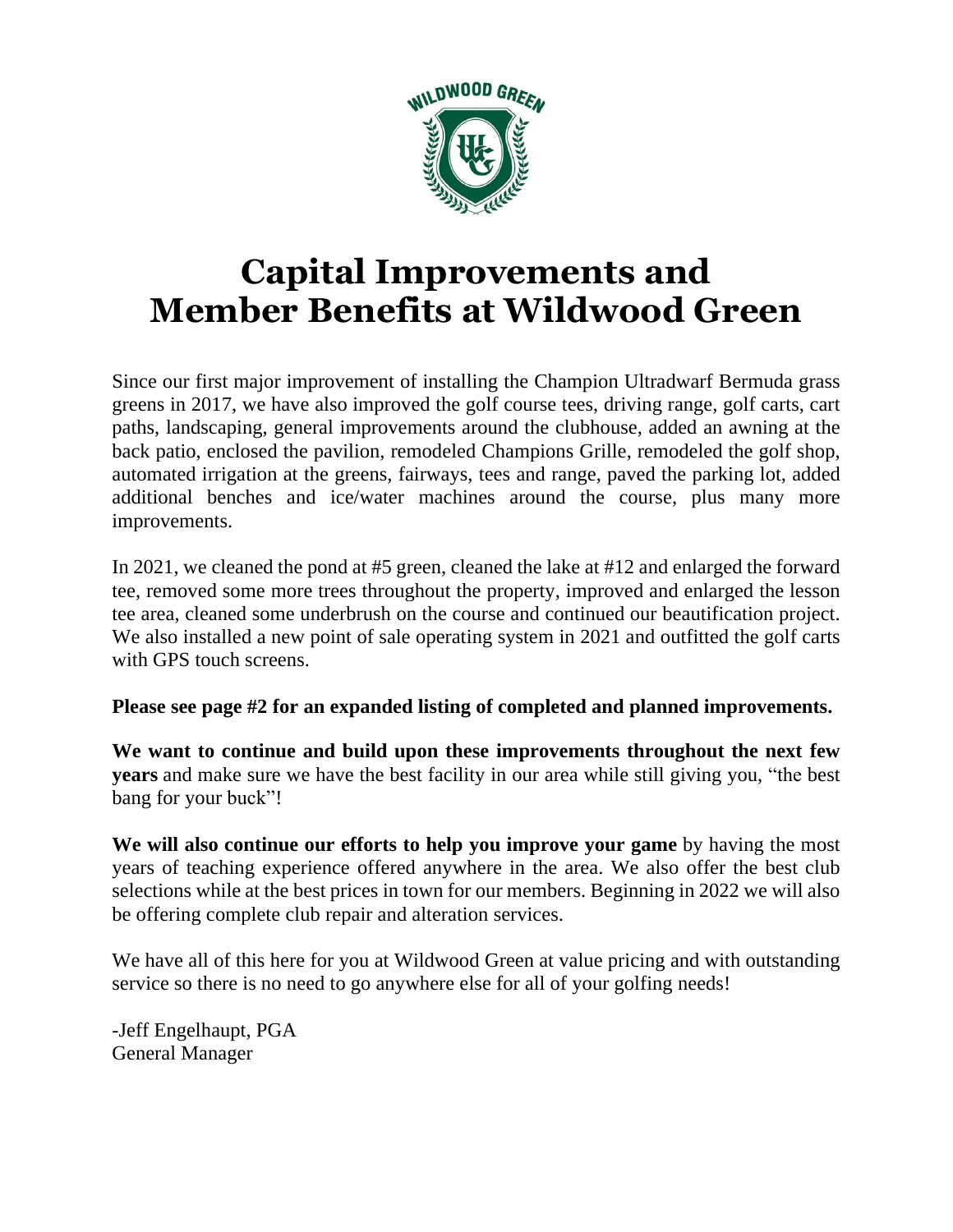# Capital Improvements and Member Benefits at Wildwood Green

Since our first major improvement of installing the Champion Ultradwarf Bermuda grass greens in 2017, we have also improved the golf course tees, driving range, golf carts, cart paths, landscaping, general improvements around the clubhouse, added an awning at the back patio, enclosed the pavilion, remodeled Champions Grille, remodeled the golf shop, automated irrigation at the greens, fairways, tees and range, paved the parking lot, added additional benches and ice/water machines around the course, plus many more improvements.

In 2021, we cleaned the pond at #5 green, cleaned the lake at #12 and enlarged the forward tee, removed some more trees throughout the property, improved and enlarged the lesson tee area, cleaned some underbrush on the course and continued our beautification project. We also installed a new point of sale operating system in 2021 and outfitted the golf carts with GPS touch screens.

**Please see page #2 for an expanded listing of completed and planned improvements.**

**We want to continue and build upon these improvements throughout the next few years** and make sure we have the best facility in our area while still giving you, "the best bang for your buck"!

**We will also continue our efforts to help you improve your game** by having the most years of teaching experience offered anywhere in the area. We also offer the best club selections while at the best prices in town for our members. Beginning in 2022 we will also be offering complete club repair and alteration services.

We have all of this here for you at Wildwood Green at value pricing and with outstanding service so there is no need to go anywhere else for all of your golfing needs!

-Jeff Engelhaupt, PGA
General Manager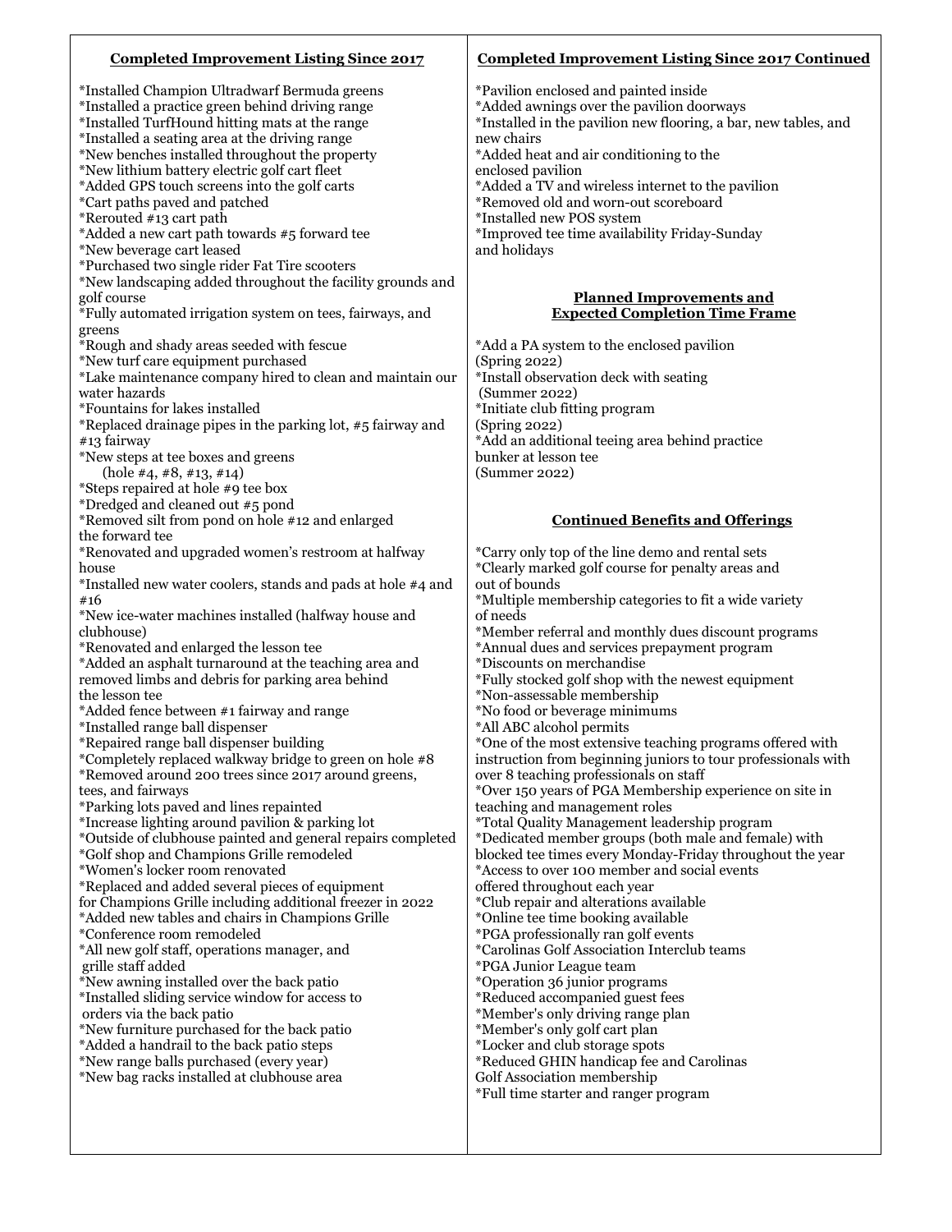## Completed Improvement Listing Since 2017

*Installed Champion Ultradwarf Bermuda greens
*Installed a practice green behind driving range
*Installed TurfHound hitting mats at the range
*Installed a seating area at the driving range
*New benches installed throughout the property
*New lithium battery electric golf cart fleet
*Added GPS touch screens into the golf carts
*Cart paths paved and patched
*Rerouted #13 cart path
*Added a new cart path towards #5 forward tee
*New beverage cart leased
*Purchased two single rider Fat Tire scooters
*New landscaping added throughout the facility grounds and golf course
*Fully automated irrigation system on tees, fairways, and greens
*Rough and shady areas seeded with fescue
*New turf care equipment purchased
*Lake maintenance company hired to clean and maintain our water hazards
*Fountains for lakes installed
*Replaced drainage pipes in the parking lot, #5 fairway and #13 fairway
*New steps at tee boxes and greens (hole #4, #8, #13, #14)
*Steps repaired at hole #9 tee box
*Dredged and cleaned out #5 pond
*Removed silt from pond on hole #12 and enlarged the forward tee
*Renovated and upgraded women's restroom at halfway house
*Installed new water coolers, stands and pads at hole #4 and #16
*New ice-water machines installed (halfway house and clubhouse)
*Renovated and enlarged the lesson tee
*Added an asphalt turnaround at the teaching area and removed limbs and debris for parking area behind the lesson tee
*Added fence between #1 fairway and range
*Installed range ball dispenser
*Repaired range ball dispenser building
*Completely replaced walkway bridge to green on hole #8
*Removed around 200 trees since 2017 around greens, tees, and fairways
*Parking lots paved and lines repainted
*Increase lighting around pavilion & parking lot
*Outside of clubhouse painted and general repairs completed
*Golf shop and Champions Grille remodeled
*Women's locker room renovated
*Replaced and added several pieces of equipment for Champions Grille including additional freezer in 2022
*Added new tables and chairs in Champions Grille
*Conference room remodeled
*All new golf staff, operations manager, and grille staff added
*New awning installed over the back patio
*Installed sliding service window for access to orders via the back patio
*New furniture purchased for the back patio
*Added a handrail to the back patio steps
*New range balls purchased (every year)
*New bag racks installed at clubhouse area

## Completed Improvement Listing Since 2017 Continued

*Pavilion enclosed and painted inside
*Added awnings over the pavilion doorways
*Installed in the pavilion new flooring, a bar, new tables, and new chairs
*Added heat and air conditioning to the enclosed pavilion
*Added a TV and wireless internet to the pavilion
*Removed old and worn-out scoreboard
*Installed new POS system
*Improved tee time availability Friday-Sunday and holidays

## Planned Improvements and Expected Completion Time Frame

*Add a PA system to the enclosed pavilion (Spring 2022)
*Install observation deck with seating (Summer 2022)
*Initiate club fitting program (Spring 2022)
*Add an additional teeing area behind practice bunker at lesson tee (Summer 2022)

## Continued Benefits and Offerings

*Carry only top of the line demo and rental sets
*Clearly marked golf course for penalty areas and out of bounds
*Multiple membership categories to fit a wide variety of needs
*Member referral and monthly dues discount programs
*Annual dues and services prepayment program
*Discounts on merchandise
*Fully stocked golf shop with the newest equipment
*Non-assessable membership
*No food or beverage minimums
*All ABC alcohol permits
*One of the most extensive teaching programs offered with instruction from beginning juniors to tour professionals with over 8 teaching professionals on staff
*Over 150 years of PGA Membership experience on site in teaching and management roles
*Total Quality Management leadership program
*Dedicated member groups (both male and female) with blocked tee times every Monday-Friday throughout the year
*Access to over 100 member and social events offered throughout each year
*Club repair and alterations available
*Online tee time booking available
*PGA professionally ran golf events
*Carolinas Golf Association Interclub teams
*PGA Junior League team
*Operation 36 junior programs
*Reduced accompanied guest fees
*Member's only driving range plan
*Member's only golf cart plan
*Locker and club storage spots
*Reduced GHIN handicap fee and Carolinas Golf Association membership
*Full time starter and ranger program